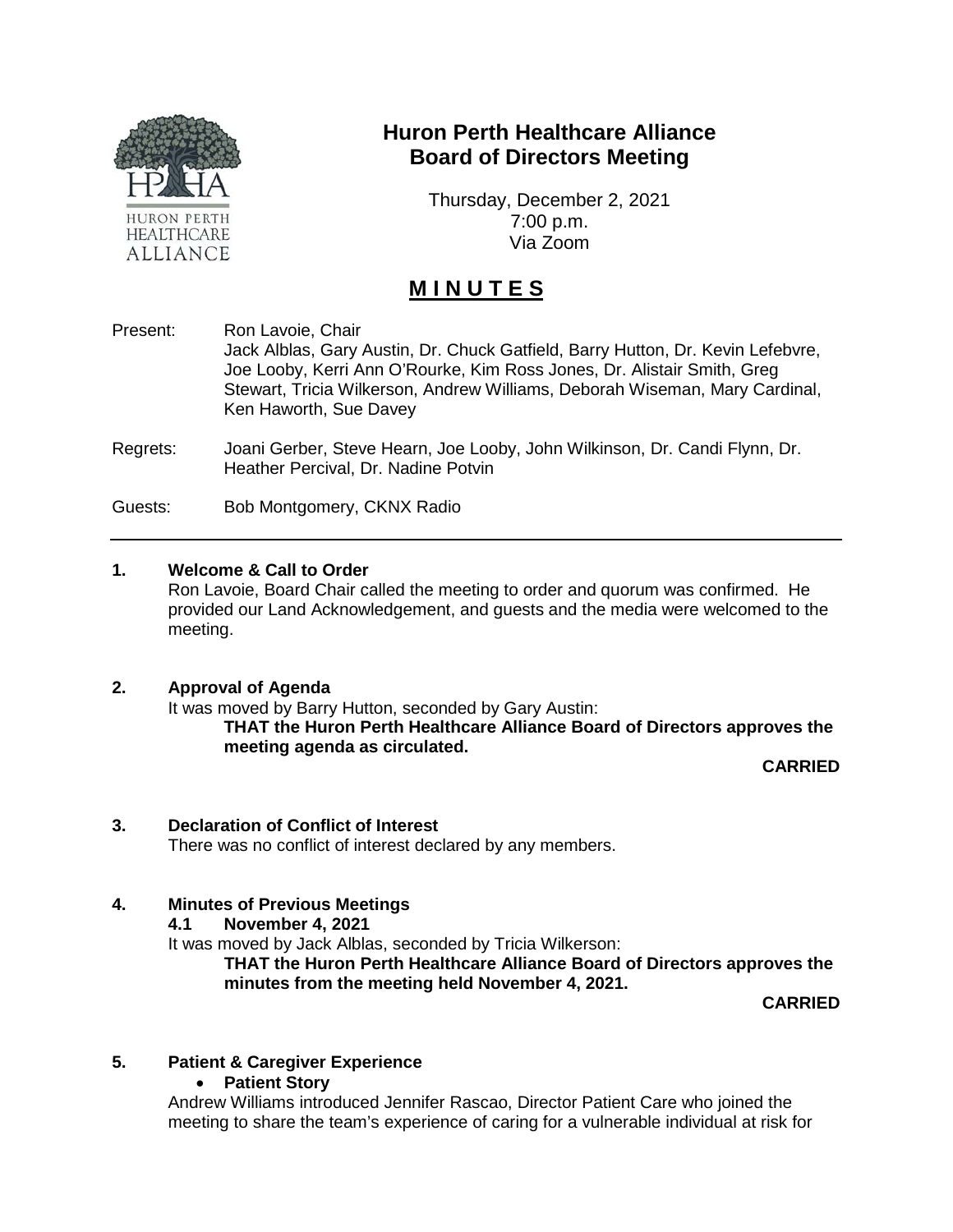# Huron Perth Healthcare Alliance Board of Directors Meeting

Thursday, December 2, 2021
7:00 p.m.
Via Zoom

## M I N U T E S

Present: Ron Lavoie, Chair
Jack Alblas, Gary Austin, Dr. Chuck Gatfield, Barry Hutton, Dr. Kevin Lefebvre, Joe Looby, Kerri Ann O'Rourke, Kim Ross Jones, Dr. Alistair Smith, Greg Stewart, Tricia Wilkerson, Andrew Williams, Deborah Wiseman, Mary Cardinal, Ken Haworth, Sue Davey

Regrets: Joani Gerber, Steve Hearn, Joe Looby, John Wilkinson, Dr. Candi Flynn, Dr. Heather Percival, Dr. Nadine Potvin

Guests: Bob Montgomery, CKNX Radio

---

### 1. Welcome & Call to Order

Ron Lavoie, Board Chair called the meeting to order and quorum was confirmed. He provided our Land Acknowledgement, and guests and the media were welcomed to the meeting.

### 2. Approval of Agenda

It was moved by Barry Hutton, seconded by Gary Austin:

**THAT the Huron Perth Healthcare Alliance Board of Directors approves the meeting agenda as circulated.**

**CARRIED**

### 3. Declaration of Conflict of Interest

There was no conflict of interest declared by any members.

### 4. Minutes of Previous Meetings

#### 4.1 November 4, 2021

It was moved by Jack Alblas, seconded by Tricia Wilkerson:

**THAT the Huron Perth Healthcare Alliance Board of Directors approves the minutes from the meeting held November 4, 2021.**

**CARRIED**

### 5. Patient & Caregiver Experience

- **Patient Story**

Andrew Williams introduced Jennifer Rascao, Director Patient Care who joined the meeting to share the team's experience of caring for a vulnerable individual at risk for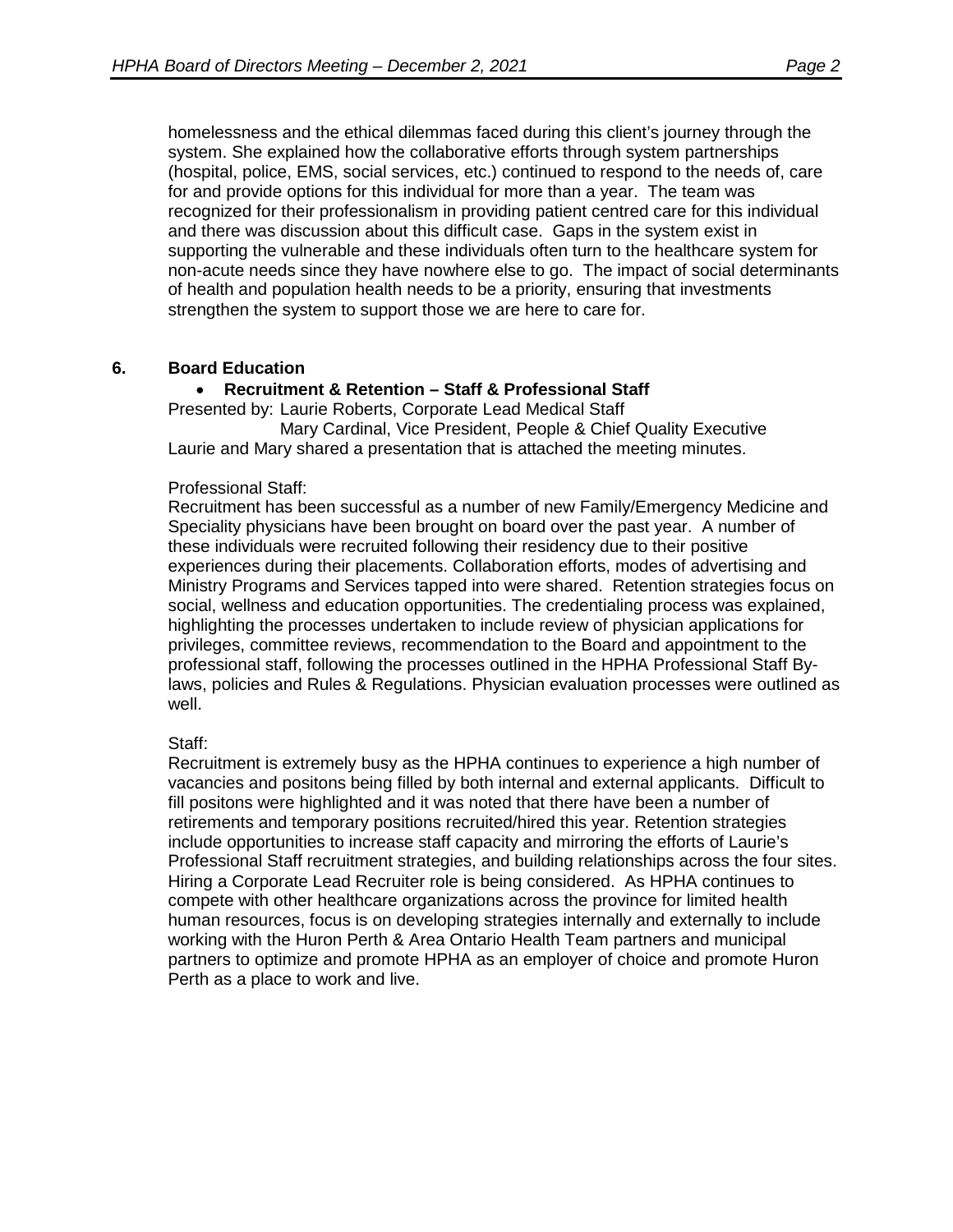homelessness and the ethical dilemmas faced during this client's journey through the system. She explained how the collaborative efforts through system partnerships (hospital, police, EMS, social services, etc.) continued to respond to the needs of, care for and provide options for this individual for more than a year. The team was recognized for their professionalism in providing patient centred care for this individual and there was discussion about this difficult case. Gaps in the system exist in supporting the vulnerable and these individuals often turn to the healthcare system for non-acute needs since they have nowhere else to go. The impact of social determinants of health and population health needs to be a priority, ensuring that investments strengthen the system to support those we are here to care for.

## 6. Board Education

- **Recruitment & Retention – Staff & Professional Staff**

Presented by: Laurie Roberts, Corporate Lead Medical Staff
Mary Cardinal, Vice President, People & Chief Quality Executive

Laurie and Mary shared a presentation that is attached the meeting minutes.

Professional Staff:

Recruitment has been successful as a number of new Family/Emergency Medicine and Speciality physicians have been brought on board over the past year. A number of these individuals were recruited following their residency due to their positive experiences during their placements. Collaboration efforts, modes of advertising and Ministry Programs and Services tapped into were shared. Retention strategies focus on social, wellness and education opportunities. The credentialing process was explained, highlighting the processes undertaken to include review of physician applications for privileges, committee reviews, recommendation to the Board and appointment to the professional staff, following the processes outlined in the HPHA Professional Staff By-laws, policies and Rules & Regulations. Physician evaluation processes were outlined as well.

Staff:

Recruitment is extremely busy as the HPHA continues to experience a high number of vacancies and positons being filled by both internal and external applicants. Difficult to fill positons were highlighted and it was noted that there have been a number of retirements and temporary positions recruited/hired this year. Retention strategies include opportunities to increase staff capacity and mirroring the efforts of Laurie's Professional Staff recruitment strategies, and building relationships across the four sites. Hiring a Corporate Lead Recruiter role is being considered. As HPHA continues to compete with other healthcare organizations across the province for limited health human resources, focus is on developing strategies internally and externally to include working with the Huron Perth & Area Ontario Health Team partners and municipal partners to optimize and promote HPHA as an employer of choice and promote Huron Perth as a place to work and live.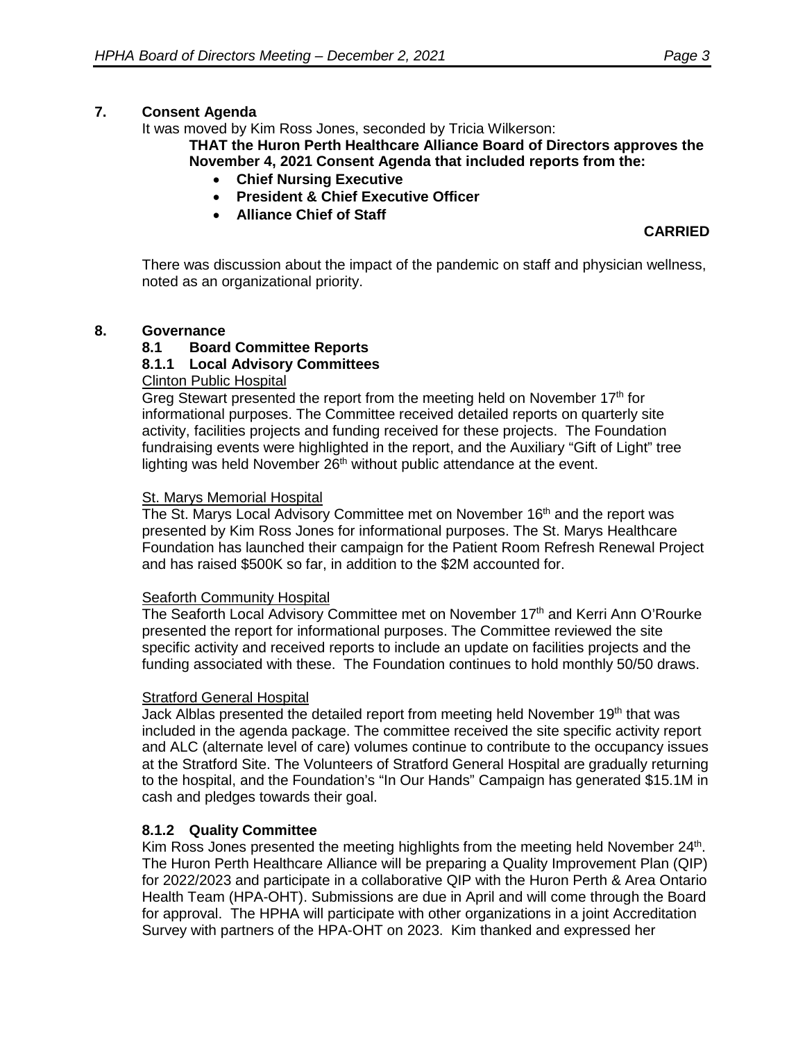## 7. Consent Agenda

It was moved by Kim Ross Jones, seconded by Tricia Wilkerson:

**THAT the Huron Perth Healthcare Alliance Board of Directors approves the November 4, 2021 Consent Agenda that included reports from the:**

- **Chief Nursing Executive**
- **President & Chief Executive Officer**
- **Alliance Chief of Staff**

**CARRIED**

There was discussion about the impact of the pandemic on staff and physician wellness, noted as an organizational priority.

## 8. Governance

### 8.1 Board Committee Reports

#### 8.1.1 Local Advisory Committees

Clinton Public Hospital

Greg Stewart presented the report from the meeting held on November 17th for informational purposes. The Committee received detailed reports on quarterly site activity, facilities projects and funding received for these projects. The Foundation fundraising events were highlighted in the report, and the Auxiliary "Gift of Light" tree lighting was held November 26th without public attendance at the event.

St. Marys Memorial Hospital

The St. Marys Local Advisory Committee met on November 16th and the report was presented by Kim Ross Jones for informational purposes. The St. Marys Healthcare Foundation has launched their campaign for the Patient Room Refresh Renewal Project and has raised $500K so far, in addition to the $2M accounted for.

Seaforth Community Hospital

The Seaforth Local Advisory Committee met on November 17th and Kerri Ann O'Rourke presented the report for informational purposes. The Committee reviewed the site specific activity and received reports to include an update on facilities projects and the funding associated with these. The Foundation continues to hold monthly 50/50 draws.

Stratford General Hospital

Jack Alblas presented the detailed report from meeting held November 19th that was included in the agenda package. The committee received the site specific activity report and ALC (alternate level of care) volumes continue to contribute to the occupancy issues at the Stratford Site. The Volunteers of Stratford General Hospital are gradually returning to the hospital, and the Foundation's "In Our Hands" Campaign has generated $15.1M in cash and pledges towards their goal.

#### 8.1.2 Quality Committee

Kim Ross Jones presented the meeting highlights from the meeting held November 24th. The Huron Perth Healthcare Alliance will be preparing a Quality Improvement Plan (QIP) for 2022/2023 and participate in a collaborative QIP with the Huron Perth & Area Ontario Health Team (HPA-OHT). Submissions are due in April and will come through the Board for approval. The HPHA will participate with other organizations in a joint Accreditation Survey with partners of the HPA-OHT on 2023. Kim thanked and expressed her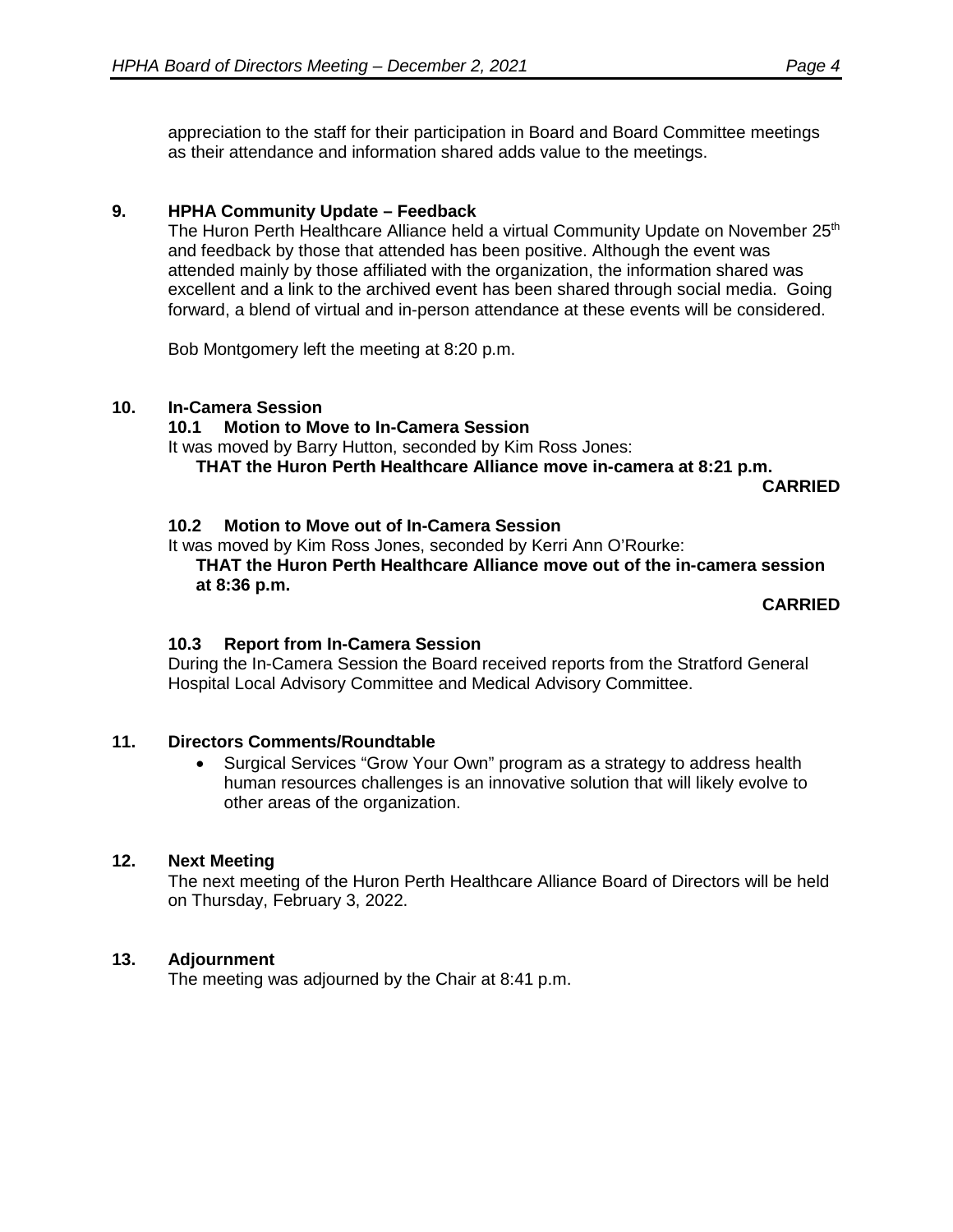appreciation to the staff for their participation in Board and Board Committee meetings as their attendance and information shared adds value to the meetings.

## 9. HPHA Community Update – Feedback

The Huron Perth Healthcare Alliance held a virtual Community Update on November 25th and feedback by those that attended has been positive. Although the event was attended mainly by those affiliated with the organization, the information shared was excellent and a link to the archived event has been shared through social media. Going forward, a blend of virtual and in-person attendance at these events will be considered.

Bob Montgomery left the meeting at 8:20 p.m.

## 10. In-Camera Session

### 10.1 Motion to Move to In-Camera Session

It was moved by Barry Hutton, seconded by Kim Ross Jones:

**THAT the Huron Perth Healthcare Alliance move in-camera at 8:21 p.m.**

**CARRIED**

### 10.2 Motion to Move out of In-Camera Session

It was moved by Kim Ross Jones, seconded by Kerri Ann O'Rourke:

**THAT the Huron Perth Healthcare Alliance move out of the in-camera session at 8:36 p.m.**

**CARRIED**

### 10.3 Report from In-Camera Session

During the In-Camera Session the Board received reports from the Stratford General Hospital Local Advisory Committee and Medical Advisory Committee.

## 11. Directors Comments/Roundtable

- Surgical Services "Grow Your Own" program as a strategy to address health human resources challenges is an innovative solution that will likely evolve to other areas of the organization.

## 12. Next Meeting

The next meeting of the Huron Perth Healthcare Alliance Board of Directors will be held on Thursday, February 3, 2022.

## 13. Adjournment

The meeting was adjourned by the Chair at 8:41 p.m.